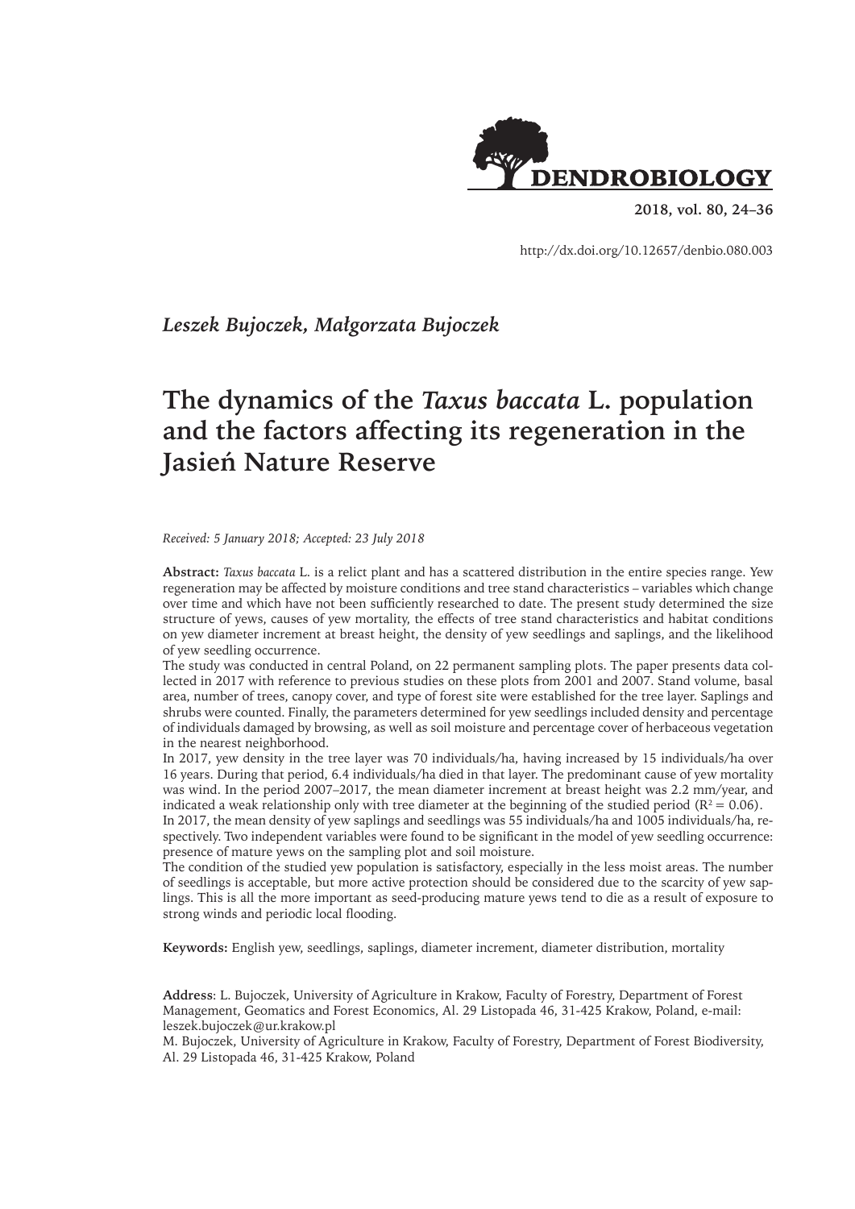DENDROBIOLOGY

2018, vol. 80, 24–36

http://dx.doi.org/10.12657/denbio.080.003

*Leszek Bujoczek, Małgorzata Bujoczek*

# The dynamics of the *Taxus baccata* L. population and the factors affecting its regeneration in the Jasień Nature Reserve

*Received: 5 January 2018; Accepted: 23 July 2018*

**Abstract:** *Taxus baccata* L. is a relict plant and has a scattered distribution in the entire species range. Yew regeneration may be affected by moisture conditions and tree stand characteristics – variables which change over time and which have not been sufficiently researched to date. The present study determined the size structure of yews, causes of yew mortality, the effects of tree stand characteristics and habitat conditions on yew diameter increment at breast height, the density of yew seedlings and saplings, and the likelihood of yew seedling occurrence.

The study was conducted in central Poland, on 22 permanent sampling plots. The paper presents data collected in 2017 with reference to previous studies on these plots from 2001 and 2007. Stand volume, basal area, number of trees, canopy cover, and type of forest site were established for the tree layer. Saplings and shrubs were counted. Finally, the parameters determined for yew seedlings included density and percentage of individuals damaged by browsing, as well as soil moisture and percentage cover of herbaceous vegetation in the nearest neighborhood.

In 2017, yew density in the tree layer was 70 individuals/ha, having increased by 15 individuals/ha over 16 years. During that period, 6.4 individuals/ha died in that layer. The predominant cause of yew mortality was wind. In the period 2007–2017, the mean diameter increment at breast height was 2.2 mm/year, and indicated a weak relationship only with tree diameter at the beginning of the studied period ($R^2 = 0.06$).

In 2017, the mean density of yew saplings and seedlings was 55 individuals/ha and 1005 individuals/ha, respectively. Two independent variables were found to be significant in the model of yew seedling occurrence: presence of mature yews on the sampling plot and soil moisture.

The condition of the studied yew population is satisfactory, especially in the less moist areas. The number of seedlings is acceptable, but more active protection should be considered due to the scarcity of yew saplings. This is all the more important as seed-producing mature yews tend to die as a result of exposure to strong winds and periodic local flooding.

**Keywords:** English yew, seedlings, saplings, diameter increment, diameter distribution, mortality

**Address**: L. Bujoczek, University of Agriculture in Krakow, Faculty of Forestry, Department of Forest Management, Geomatics and Forest Economics, Al. 29 Listopada 46, 31-425 Krakow, Poland, e-mail: leszek.bujoczek@ur.krakow.pl

M. Bujoczek, University of Agriculture in Krakow, Faculty of Forestry, Department of Forest Biodiversity, Al. 29 Listopada 46, 31-425 Krakow, Poland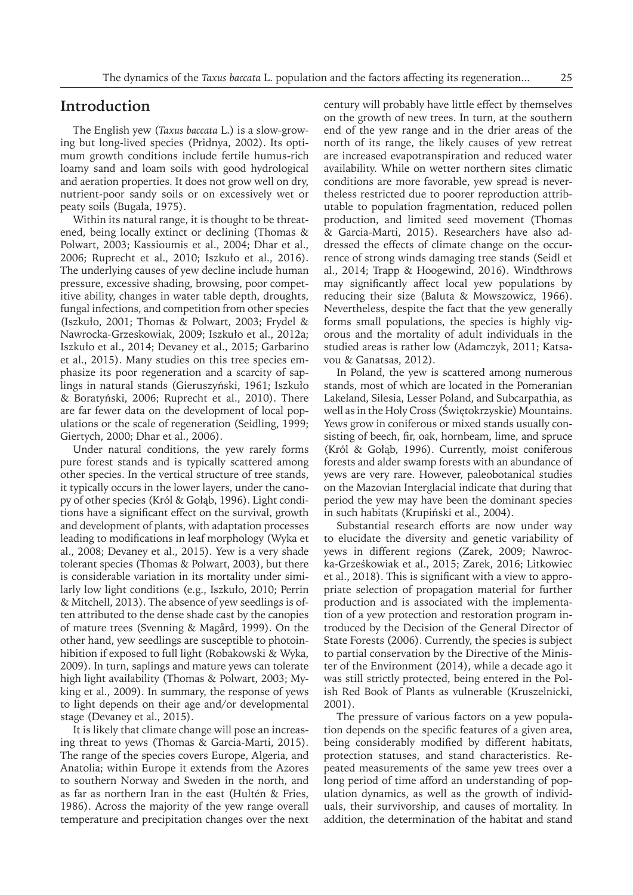## Introduction

The English yew (*Taxus baccata* L.) is a slow-growing but long-lived species (Pridnya, 2002). Its optimum growth conditions include fertile humus-rich loamy sand and loam soils with good hydrological and aeration properties. It does not grow well on dry, nutrient-poor sandy soils or on excessively wet or peaty soils (Bugała, 1975).

Within its natural range, it is thought to be threatened, being locally extinct or declining (Thomas & Polwart, 2003; Kassioumis et al., 2004; Dhar et al., 2006; Ruprecht et al., 2010; Iszkuło et al., 2016). The underlying causes of yew decline include human pressure, excessive shading, browsing, poor competitive ability, changes in water table depth, droughts, fungal infections, and competition from other species (Iszkuło, 2001; Thomas & Polwart, 2003; Frydel & Nawrocka-Grzeskowiak, 2009; Iszkuło et al., 2012a; Iszkuło et al., 2014; Devaney et al., 2015; Garbarino et al., 2015). Many studies on this tree species emphasize its poor regeneration and a scarcity of saplings in natural stands (Gieruszyński, 1961; Iszkuło & Boratyński, 2006; Ruprecht et al., 2010). There are far fewer data on the development of local populations or the scale of regeneration (Seidling, 1999; Giertych, 2000; Dhar et al., 2006).

Under natural conditions, the yew rarely forms pure forest stands and is typically scattered among other species. In the vertical structure of tree stands, it typically occurs in the lower layers, under the canopy of other species (Król & Gołąb, 1996). Light conditions have a significant effect on the survival, growth and development of plants, with adaptation processes leading to modifications in leaf morphology (Wyka et al., 2008; Devaney et al., 2015). Yew is a very shade tolerant species (Thomas & Polwart, 2003), but there is considerable variation in its mortality under similarly low light conditions (e.g., Iszkuło, 2010; Perrin & Mitchell, 2013). The absence of yew seedlings is often attributed to the dense shade cast by the canopies of mature trees (Svenning & Magård, 1999). On the other hand, yew seedlings are susceptible to photoinhibition if exposed to full light (Robakowski & Wyka, 2009). In turn, saplings and mature yews can tolerate high light availability (Thomas & Polwart, 2003; Myking et al., 2009). In summary, the response of yews to light depends on their age and/or developmental stage (Devaney et al., 2015).

It is likely that climate change will pose an increasing threat to yews (Thomas & Garcia-Marti, 2015). The range of the species covers Europe, Algeria, and Anatolia; within Europe it extends from the Azores to southern Norway and Sweden in the north, and as far as northern Iran in the east (Hultén & Fries, 1986). Across the majority of the yew range overall temperature and precipitation changes over the next century will probably have little effect by themselves on the growth of new trees. In turn, at the southern end of the yew range and in the drier areas of the north of its range, the likely causes of yew retreat are increased evapotranspiration and reduced water availability. While on wetter northern sites climatic conditions are more favorable, yew spread is nevertheless restricted due to poorer reproduction attributable to population fragmentation, reduced pollen production, and limited seed movement (Thomas & Garcia-Marti, 2015). Researchers have also addressed the effects of climate change on the occurrence of strong winds damaging tree stands (Seidl et al., 2014; Trapp & Hoogewind, 2016). Windthrows may significantly affect local yew populations by reducing their size (Baluta & Mowszowicz, 1966). Nevertheless, despite the fact that the yew generally forms small populations, the species is highly vigorous and the mortality of adult individuals in the studied areas is rather low (Adamczyk, 2011; Katsavou & Ganatsas, 2012).

In Poland, the yew is scattered among numerous stands, most of which are located in the Pomeranian Lakeland, Silesia, Lesser Poland, and Subcarpathia, as well as in the Holy Cross (Świętokrzyskie) Mountains. Yews grow in coniferous or mixed stands usually consisting of beech, fir, oak, hornbeam, lime, and spruce (Król & Gołąb, 1996). Currently, moist coniferous forests and alder swamp forests with an abundance of yews are very rare. However, paleobotanical studies on the Mazovian Interglacial indicate that during that period the yew may have been the dominant species in such habitats (Krupiński et al., 2004).

Substantial research efforts are now under way to elucidate the diversity and genetic variability of yews in different regions (Zarek, 2009; Nawrocka-Grześkowiak et al., 2015; Zarek, 2016; Litkowiec et al., 2018). This is significant with a view to appropriate selection of propagation material for further production and is associated with the implementation of a yew protection and restoration program introduced by the Decision of the General Director of State Forests (2006). Currently, the species is subject to partial conservation by the Directive of the Minister of the Environment (2014), while a decade ago it was still strictly protected, being entered in the Polish Red Book of Plants as vulnerable (Kruszelnicki, 2001).

The pressure of various factors on a yew population depends on the specific features of a given area, being considerably modified by different habitats, protection statuses, and stand characteristics. Repeated measurements of the same yew trees over a long period of time afford an understanding of population dynamics, as well as the growth of individuals, their survivorship, and causes of mortality. In addition, the determination of the habitat and stand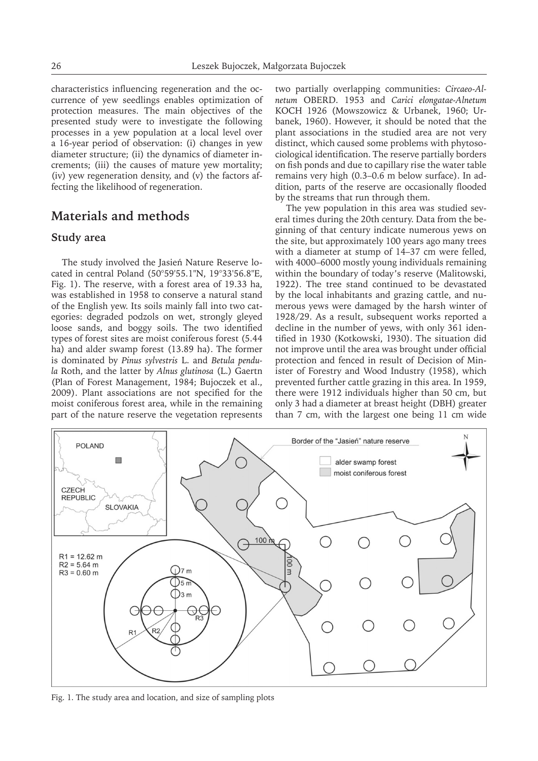characteristics influencing regeneration and the occurrence of yew seedlings enables optimization of protection measures. The main objectives of the presented study were to investigate the following processes in a yew population at a local level over a 16-year period of observation: (i) changes in yew diameter structure; (ii) the dynamics of diameter increments; (iii) the causes of mature yew mortality; (iv) yew regeneration density, and (v) the factors affecting the likelihood of regeneration.

## Materials and methods

### Study area

The study involved the Jasień Nature Reserve located in central Poland (50°59'55.1"N, 19°33'56.8"E, Fig. 1). The reserve, with a forest area of 19.33 ha, was established in 1958 to conserve a natural stand of the English yew. Its soils mainly fall into two categories: degraded podzols on wet, strongly gleyed loose sands, and boggy soils. The two identified types of forest sites are moist coniferous forest (5.44 ha) and alder swamp forest (13.89 ha). The former is dominated by *Pinus sylvestris* L. and *Betula pendula* Roth, and the latter by *Alnus glutinosa* (L.) Gaertn (Plan of Forest Management, 1984; Bujoczek et al., 2009). Plant associations are not specified for the moist coniferous forest area, while in the remaining part of the nature reserve the vegetation represents two partially overlapping communities: *Circaeo-Alnetum* OBERD. 1953 and *Carici elongatae-Alnetum* KOCH 1926 (Mowszowicz & Urbanek, 1960; Urbanek, 1960). However, it should be noted that the plant associations in the studied area are not very distinct, which caused some problems with phytosociological identification. The reserve partially borders on fish ponds and due to capillary rise the water table remains very high (0.3–0.6 m below surface). In addition, parts of the reserve are occasionally flooded by the streams that run through them.

The yew population in this area was studied several times during the 20th century. Data from the beginning of that century indicate numerous yews on the site, but approximately 100 years ago many trees with a diameter at stump of 14–37 cm were felled, with 4000–6000 mostly young individuals remaining within the boundary of today's reserve (Malitowski, 1922). The tree stand continued to be devastated by the local inhabitants and grazing cattle, and numerous yews were damaged by the harsh winter of 1928/29. As a result, subsequent works reported a decline in the number of yews, with only 361 identified in 1930 (Kotkowski, 1930). The situation did not improve until the area was brought under official protection and fenced in result of Decision of Minister of Forestry and Wood Industry (1958), which prevented further cattle grazing in this area. In 1959, there were 1912 individuals higher than 50 cm, but only 3 had a diameter at breast height (DBH) greater than 7 cm, with the largest one being 11 cm wide

POLAND
CZECH REPUBLIC
SLOVAKIA
Border of the "Jasień" nature reserve
alder swamp forest
moist coniferous forest
N
100 m
100 m
R1 = 12.62 m
R2 = 5.64 m
R3 = 0.60 m
7 m
5 m
3 m
R1
R2
R3

Fig. 1. The study area and location, and size of sampling plots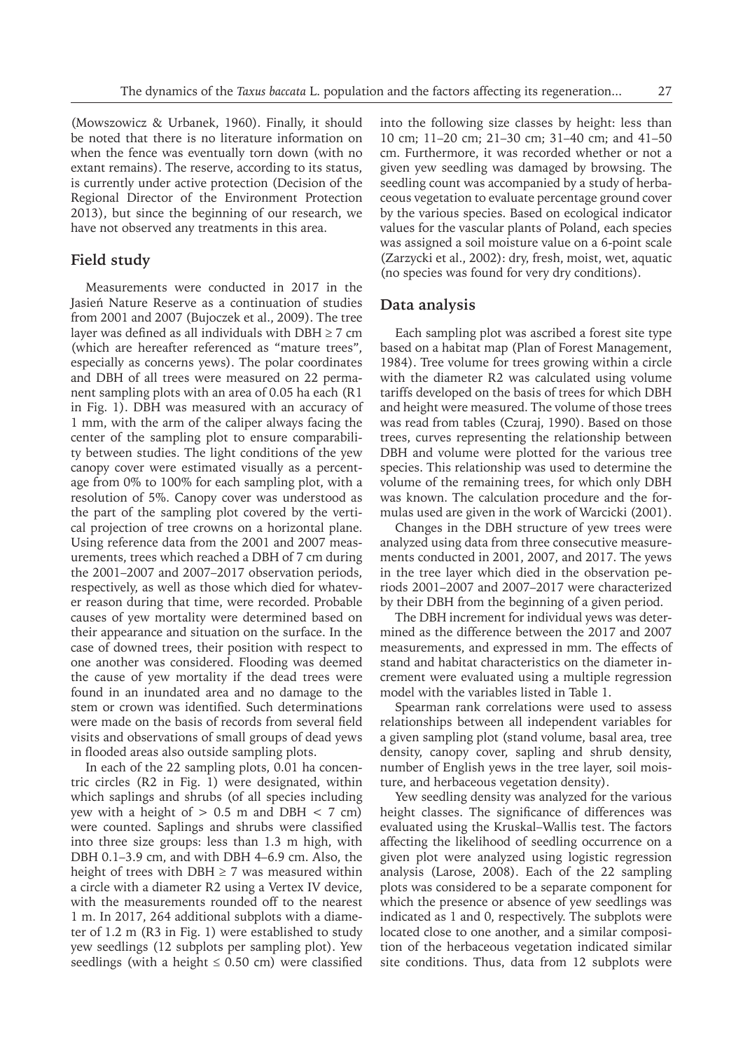(Mowszowicz & Urbanek, 1960). Finally, it should be noted that there is no literature information on when the fence was eventually torn down (with no extant remains). The reserve, according to its status, is currently under active protection (Decision of the Regional Director of the Environment Protection 2013), but since the beginning of our research, we have not observed any treatments in this area.

## Field study

Measurements were conducted in 2017 in the Jasień Nature Reserve as a continuation of studies from 2001 and 2007 (Bujoczek et al., 2009). The tree layer was defined as all individuals with DBH ≥ 7 cm (which are hereafter referenced as "mature trees", especially as concerns yews). The polar coordinates and DBH of all trees were measured on 22 permanent sampling plots with an area of 0.05 ha each (R1 in Fig. 1). DBH was measured with an accuracy of 1 mm, with the arm of the caliper always facing the center of the sampling plot to ensure comparability between studies. The light conditions of the yew canopy cover were estimated visually as a percentage from 0% to 100% for each sampling plot, with a resolution of 5%. Canopy cover was understood as the part of the sampling plot covered by the vertical projection of tree crowns on a horizontal plane. Using reference data from the 2001 and 2007 measurements, trees which reached a DBH of 7 cm during the 2001–2007 and 2007–2017 observation periods, respectively, as well as those which died for whatever reason during that time, were recorded. Probable causes of yew mortality were determined based on their appearance and situation on the surface. In the case of downed trees, their position with respect to one another was considered. Flooding was deemed the cause of yew mortality if the dead trees were found in an inundated area and no damage to the stem or crown was identified. Such determinations were made on the basis of records from several field visits and observations of small groups of dead yews in flooded areas also outside sampling plots.

In each of the 22 sampling plots, 0.01 ha concentric circles (R2 in Fig. 1) were designated, within which saplings and shrubs (of all species including yew with a height of > 0.5 m and DBH < 7 cm) were counted. Saplings and shrubs were classified into three size groups: less than 1.3 m high, with DBH 0.1–3.9 cm, and with DBH 4–6.9 cm. Also, the height of trees with DBH ≥ 7 was measured within a circle with a diameter R2 using a Vertex IV device, with the measurements rounded off to the nearest 1 m. In 2017, 264 additional subplots with a diameter of 1.2 m (R3 in Fig. 1) were established to study yew seedlings (12 subplots per sampling plot). Yew seedlings (with a height ≤ 0.50 cm) were classified into the following size classes by height: less than 10 cm; 11–20 cm; 21–30 cm; 31–40 cm; and 41–50 cm. Furthermore, it was recorded whether or not a given yew seedling was damaged by browsing. The seedling count was accompanied by a study of herbaceous vegetation to evaluate percentage ground cover by the various species. Based on ecological indicator values for the vascular plants of Poland, each species was assigned a soil moisture value on a 6-point scale (Zarzycki et al., 2002): dry, fresh, moist, wet, aquatic (no species was found for very dry conditions).

## Data analysis

Each sampling plot was ascribed a forest site type based on a habitat map (Plan of Forest Management, 1984). Tree volume for trees growing within a circle with the diameter R2 was calculated using volume tariffs developed on the basis of trees for which DBH and height were measured. The volume of those trees was read from tables (Czuraj, 1990). Based on those trees, curves representing the relationship between DBH and volume were plotted for the various tree species. This relationship was used to determine the volume of the remaining trees, for which only DBH was known. The calculation procedure and the formulas used are given in the work of Warcicki (2001).

Changes in the DBH structure of yew trees were analyzed using data from three consecutive measurements conducted in 2001, 2007, and 2017. The yews in the tree layer which died in the observation periods 2001–2007 and 2007–2017 were characterized by their DBH from the beginning of a given period.

The DBH increment for individual yews was determined as the difference between the 2017 and 2007 measurements, and expressed in mm. The effects of stand and habitat characteristics on the diameter increment were evaluated using a multiple regression model with the variables listed in Table 1.

Spearman rank correlations were used to assess relationships between all independent variables for a given sampling plot (stand volume, basal area, tree density, canopy cover, sapling and shrub density, number of English yews in the tree layer, soil moisture, and herbaceous vegetation density).

Yew seedling density was analyzed for the various height classes. The significance of differences was evaluated using the Kruskal–Wallis test. The factors affecting the likelihood of seedling occurrence on a given plot were analyzed using logistic regression analysis (Larose, 2008). Each of the 22 sampling plots was considered to be a separate component for which the presence or absence of yew seedlings was indicated as 1 and 0, respectively. The subplots were located close to one another, and a similar composition of the herbaceous vegetation indicated similar site conditions. Thus, data from 12 subplots were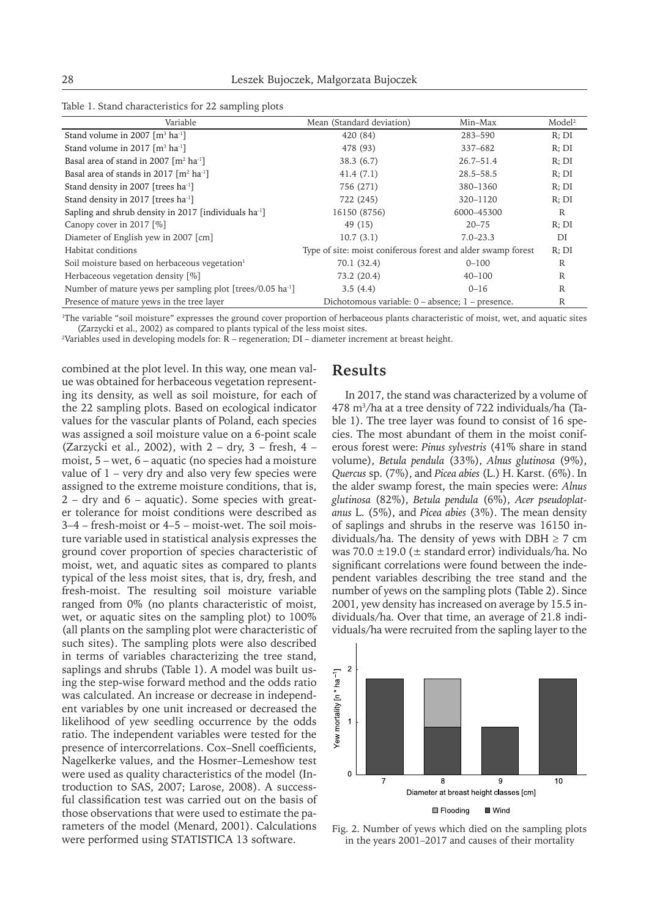Table 1. Stand characteristics for 22 sampling plots

| Variable | Mean (Standard deviation) | Min–Max | Model[2] |
|---|---|---|---|
| Stand volume in 2007 [$m^3$ $ha^{-1}$] | 420 (84) | 283–590 | R; DI |
| Stand volume in 2017 [$m^3$ $ha^{-1}$] | 478 (93) | 337–682 | R; DI |
| Basal area of stand in 2007 [$m^2$ $ha^{-1}$] | 38.3 (6.7) | 26.7–51.4 | R; DI |
| Basal area of stands in 2017 [$m^2$ $ha^{-1}$] | 41.4 (7.1) | 28.5–58.5 | R; DI |
| Stand density in 2007 [trees $ha^{-1}$] | 756 (271) | 380–1360 | R; DI |
| Stand density in 2017 [trees $ha^{-1}$] | 722 (245) | 320–1120 | R; DI |
| Sapling and shrub density in 2017 [individuals $ha^{-1}$] | 16150 (8756) | 6000–45300 | R |
| Canopy cover in 2017 [%] | 49 (15) | 20–75 | R; DI |
| Diameter of English yew in 2007 [cm] | 10.7 (3.1) | 7.0–23.3 | DI |
| Habitat conditions | Type of site: moist coniferous forest and alder swamp forest | | R; DI |
| Soil moisture based on herbaceous vegetation[1] | 70.1 (32.4) | 0–100 | R |
| Herbaceous vegetation density [%] | 73.2 (20.4) | 40–100 | R |
| Number of mature yews per sampling plot [trees/0.05 $ha^{-1}$] | 3.5 (4.4) | 0–16 | R |
| Presence of mature yews in the tree layer | Dichotomous variable: 0 – absence; 1 – presence. | | R |

[1]The variable "soil moisture" expresses the ground cover proportion of herbaceous plants characteristic of moist, wet, and aquatic sites (Zarzycki et al., 2002) as compared to plants typical of the less moist sites.
[2]Variables used in developing models for: R – regeneration; DI – diameter increment at breast height.

combined at the plot level. In this way, one mean value was obtained for herbaceous vegetation representing its density, as well as soil moisture, for each of the 22 sampling plots. Based on ecological indicator values for the vascular plants of Poland, each species was assigned a soil moisture value on a 6-point scale (Zarzycki et al., 2002), with 2 – dry, 3 – fresh, 4 – moist, 5 – wet, 6 – aquatic (no species had a moisture value of 1 – very dry and also very few species were assigned to the extreme moisture conditions, that is, 2 – dry and 6 – aquatic). Some species with greater tolerance for moist conditions were described as 3–4 – fresh-moist or 4–5 – moist-wet. The soil moisture variable used in statistical analysis expresses the ground cover proportion of species characteristic of moist, wet, and aquatic sites as compared to plants typical of the less moist sites, that is, dry, fresh, and fresh-moist. The resulting soil moisture variable ranged from 0% (no plants characteristic of moist, wet, or aquatic sites on the sampling plot) to 100% (all plants on the sampling plot were characteristic of such sites). The sampling plots were also described in terms of variables characterizing the tree stand, saplings and shrubs (Table 1). A model was built using the step-wise forward method and the odds ratio was calculated. An increase or decrease in independent variables by one unit increased or decreased the likelihood of yew seedling occurrence by the odds ratio. The independent variables were tested for the presence of intercorrelations. Cox–Snell coefficients, Nagelkerke values, and the Hosmer–Lemeshow test were used as quality characteristics of the model (Introduction to SAS, 2007; Larose, 2008). A successful classification test was carried out on the basis of those observations that were used to estimate the parameters of the model (Menard, 2001). Calculations were performed using STATISTICA 13 software.

## Results

In 2017, the stand was characterized by a volume of 478 $m^3$/ha at a tree density of 722 individuals/ha (Table 1). The tree layer was found to consist of 16 species. The most abundant of them in the moist coniferous forest were: *Pinus sylvestris* (41% share in stand volume), *Betula pendula* (33%), *Alnus glutinosa* (9%), *Quercus* sp. (7%), and *Picea abies* (L.) H. Karst. (6%). In the alder swamp forest, the main species were: *Alnus glutinosa* (82%), *Betula pendula* (6%), *Acer pseudoplatanus* L. (5%), and *Picea abies* (3%). The mean density of saplings and shrubs in the reserve was 16150 individuals/ha. The density of yews with DBH ≥ 7 cm was 70.0 ±19.0 (± standard error) individuals/ha. No significant correlations were found between the independent variables describing the tree stand and the number of yews on the sampling plots (Table 2). Since 2001, yew density has increased on average by 15.5 individuals/ha. Over that time, an average of 21.8 individuals/ha were recruited from the sapling layer to the

Yew mortality [n * ha⁻¹]
2
1
0
7
8
9
10
Diameter at breast height classes [cm]
Flooding
Wind

Fig. 2. Number of yews which died on the sampling plots in the years 2001–2017 and causes of their mortality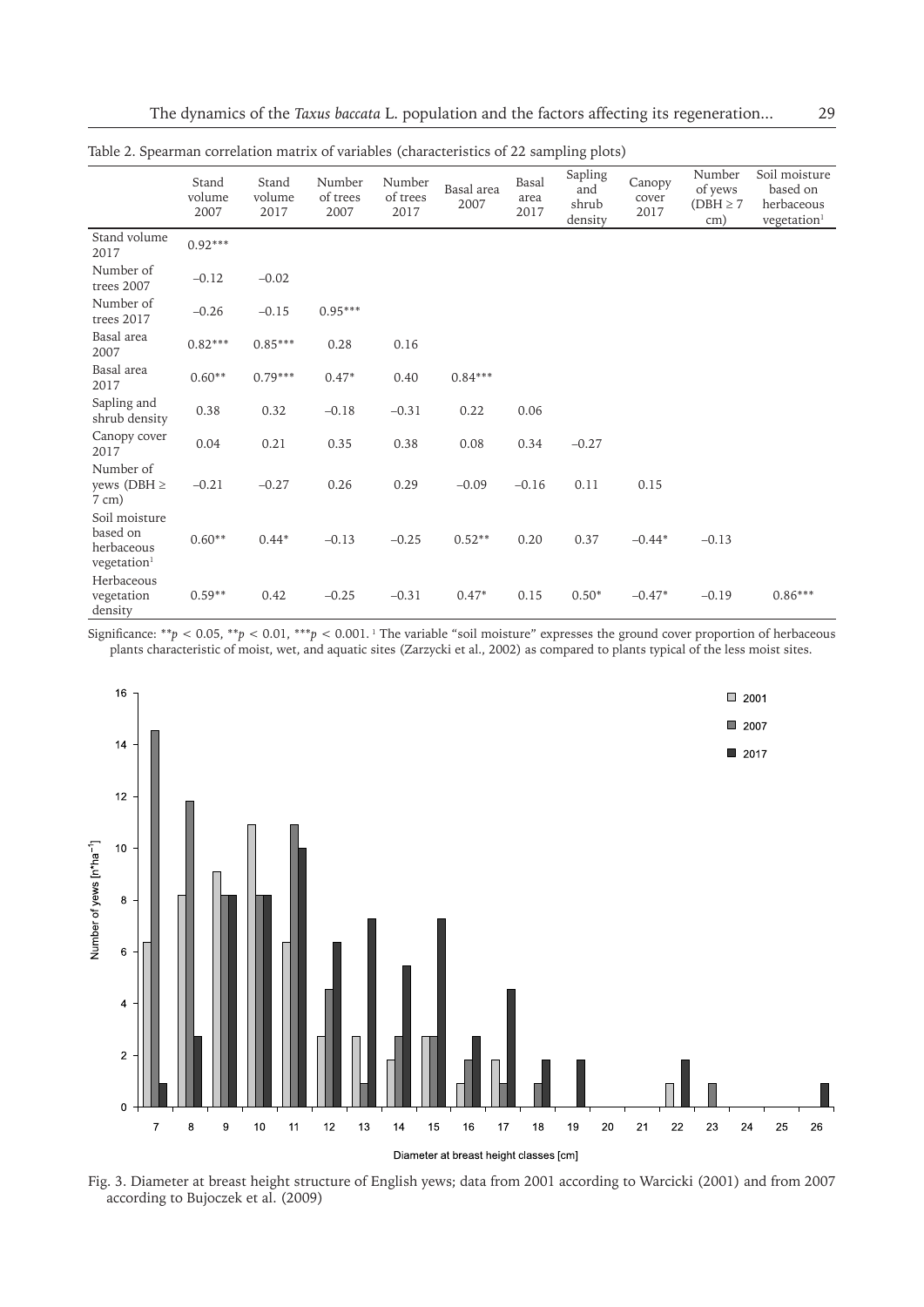Table 2. Spearman correlation matrix of variables (characteristics of 22 sampling plots)

| | Stand volume 2007 | Stand volume 2017 | Number of trees 2007 | Number of trees 2017 | Basal area 2007 | Basal area 2017 | Sapling and shrub density | Canopy cover 2017 | Number of yews (DBH ≥ 7 cm) | Soil moisture based on herbaceous vegetation[1] |
|---|---|---|---|---|---|---|---|---|---|---|
| Stand volume 2017 | 0.92*** | | | | | | | | | |
| Number of trees 2007 | –0.12 | –0.02 | | | | | | | | |
| Number of trees 2017 | –0.26 | –0.15 | 0.95*** | | | | | | | |
| Basal area 2007 | 0.82*** | 0.85*** | 0.28 | 0.16 | | | | | | |
| Basal area 2017 | 0.60** | 0.79*** | 0.47* | 0.40 | 0.84*** | | | | | |
| Sapling and shrub density | 0.38 | 0.32 | –0.18 | –0.31 | 0.22 | 0.06 | | | | |
| Canopy cover 2017 | 0.04 | 0.21 | 0.35 | 0.38 | 0.08 | 0.34 | –0.27 | | | |
| Number of yews (DBH ≥ 7 cm) | –0.21 | –0.27 | 0.26 | 0.29 | –0.09 | –0.16 | 0.11 | 0.15 | | |
| Soil moisture based on herbaceous vegetation[1] | 0.60** | 0.44* | –0.13 | –0.25 | 0.52** | 0.20 | 0.37 | –0.44* | –0.13 | |
| Herbaceous vegetation density | 0.59** | 0.42 | –0.25 | –0.31 | 0.47* | 0.15 | 0.50* | –0.47* | –0.19 | 0.86*** |

Significance: \*\*$p < 0.05$, \*\*$p < 0.01$, \*\*\*$p < 0.001$. [1] The variable "soil moisture" expresses the ground cover proportion of herbaceous plants characteristic of moist, wet, and aquatic sites (Zarzycki et al., 2002) as compared to plants typical of the less moist sites.

2001
2007
2017

Number of yews [n*ha⁻¹]

0
2
4
6
8
10
12
14
16

7 8 9 10 11 12 13 14 15 16 17 18 19 20 21 22 23 24 25 26

Diameter at breast height classes [cm]

Fig. 3. Diameter at breast height structure of English yews; data from 2001 according to Warcicki (2001) and from 2007 according to Bujoczek et al. (2009)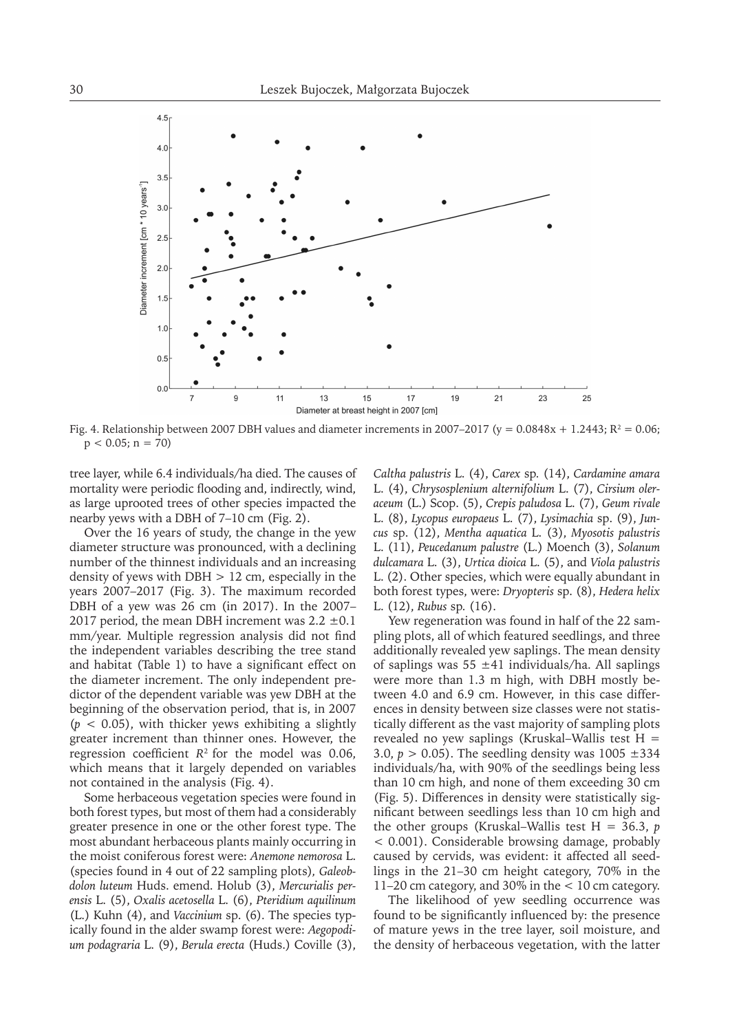4.5
4.0
3.5
3.0
2.5
2.0
1.5
1.0
0.5
0.0

Diameter increment [cm * 10 years$^{-1}$]

7 9 11 13 15 17 19 21 23 25

Diameter at breast height in 2007 [cm]

Fig. 4. Relationship between 2007 DBH values and diameter increments in 2007–2017 ($y = 0.0848x + 1.2443$; $R^2 = 0.06$; $p < 0.05$; $n = 70$)

tree layer, while 6.4 individuals/ha died. The causes of mortality were periodic flooding and, indirectly, wind, as large uprooted trees of other species impacted the nearby yews with a DBH of 7–10 cm (Fig. 2).

Over the 16 years of study, the change in the yew diameter structure was pronounced, with a declining number of the thinnest individuals and an increasing density of yews with DBH > 12 cm, especially in the years 2007–2017 (Fig. 3). The maximum recorded DBH of a yew was 26 cm (in 2017). In the 2007–2017 period, the mean DBH increment was 2.2 ±0.1 mm/year. Multiple regression analysis did not find the independent variables describing the tree stand and habitat (Table 1) to have a significant effect on the diameter increment. The only independent predictor of the dependent variable was yew DBH at the beginning of the observation period, that is, in 2007 ($p < 0.05$), with thicker yews exhibiting a slightly greater increment than thinner ones. However, the regression coefficient $R^2$ for the model was 0.06, which means that it largely depended on variables not contained in the analysis (Fig. 4).

Some herbaceous vegetation species were found in both forest types, but most of them had a considerably greater presence in one or the other forest type. The most abundant herbaceous plants mainly occurring in the moist coniferous forest were: *Anemone nemorosa* L. (species found in 4 out of 22 sampling plots), *Galeobdolon luteum* Huds. emend. Holub (3), *Mercurialis perensis* L. (5), *Oxalis acetosella* L. (6), *Pteridium aquilinum* (L.) Kuhn (4), and *Vaccinium* sp. (6). The species typically found in the alder swamp forest were: *Aegopodium podagraria* L. (9), *Berula erecta* (Huds.) Coville (3), *Caltha palustris* L. (4), *Carex* sp. (14), *Cardamine amara* L. (4), *Chrysosplenium alternifolium* L. (7), *Cirsium oleraceum* (L.) Scop. (5), *Crepis paludosa* L. (7), *Geum rivale* L. (8), *Lycopus europaeus* L. (7), *Lysimachia* sp. (9), *Juncus* sp. (12), *Mentha aquatica* L. (3), *Myosotis palustris* L. (11), *Peucedanum palustre* (L.) Moench (3), *Solanum dulcamara* L. (3), *Urtica dioica* L. (5), and *Viola palustris* L. (2). Other species, which were equally abundant in both forest types, were: *Dryopteris* sp. (8), *Hedera helix* L. (12), *Rubus* sp. (16).

Yew regeneration was found in half of the 22 sampling plots, all of which featured seedlings, and three additionally revealed yew saplings. The mean density of saplings was 55 ±41 individuals/ha. All saplings were more than 1.3 m high, with DBH mostly between 4.0 and 6.9 cm. However, in this case differences in density between size classes were not statistically different as the vast majority of sampling plots revealed no yew saplings (Kruskal–Wallis test $H = 3.0$, $p > 0.05$). The seedling density was 1005 ±334 individuals/ha, with 90% of the seedlings being less than 10 cm high, and none of them exceeding 30 cm (Fig. 5). Differences in density were statistically significant between seedlings less than 10 cm high and the other groups (Kruskal–Wallis test $H = 36.3$, $p < 0.001$). Considerable browsing damage, probably caused by cervids, was evident: it affected all seedlings in the 21–30 cm height category, 70% in the 11–20 cm category, and 30% in the < 10 cm category.

The likelihood of yew seedling occurrence was found to be significantly influenced by: the presence of mature yews in the tree layer, soil moisture, and the density of herbaceous vegetation, with the latter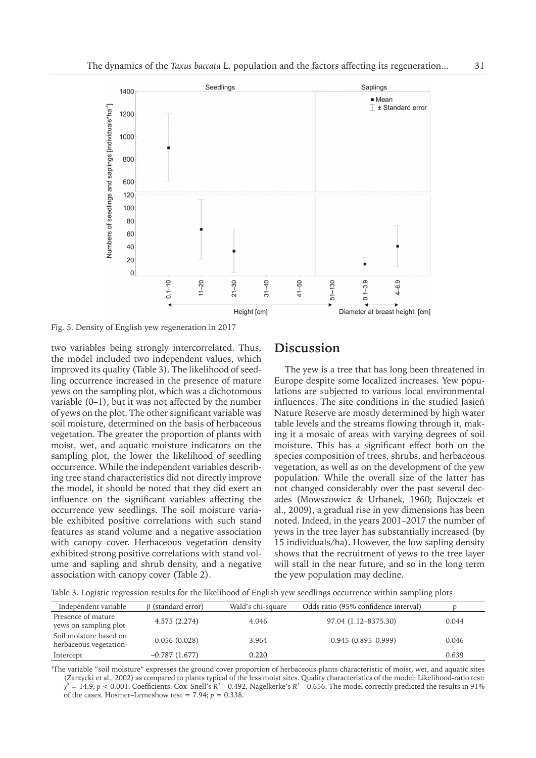Seedlings

Saplings

■ Mean

± Standard error

Numbers of seedlings and saplings [individuals*ha$^{-1}$]

1400

1200

1000

800

600

120

100

80

60

40

20

0

0.1–10

11–20

21–30

31–40

41–50

51–130

0.1–3.9

4–6.9

Height [cm]

Diameter at breast height [cm]

Fig. 5. Density of English yew regeneration in 2017

two variables being strongly intercorrelated. Thus, the model included two independent values, which improved its quality (Table 3). The likelihood of seedling occurrence increased in the presence of mature yews on the sampling plot, which was a dichotomous variable (0–1), but it was not affected by the number of yews on the plot. The other significant variable was soil moisture, determined on the basis of herbaceous vegetation. The greater the proportion of plants with moist, wet, and aquatic moisture indicators on the sampling plot, the lower the likelihood of seedling occurrence. While the independent variables describing tree stand characteristics did not directly improve the model, it should be noted that they did exert an influence on the significant variables affecting the occurrence yew seedlings. The soil moisture variable exhibited positive correlations with such stand features as stand volume and a negative association with canopy cover. Herbaceous vegetation density exhibited strong positive correlations with stand volume and sapling and shrub density, and a negative association with canopy cover (Table 2).

## Discussion

The yew is a tree that has long been threatened in Europe despite some localized increases. Yew populations are subjected to various local environmental influences. The site conditions in the studied Jasień Nature Reserve are mostly determined by high water table levels and the streams flowing through it, making it a mosaic of areas with varying degrees of soil moisture. This has a significant effect both on the species composition of trees, shrubs, and herbaceous vegetation, as well as on the development of the yew population. While the overall size of the latter has not changed considerably over the past several decades (Mowszowicz & Urbanek, 1960; Bujoczek et al., 2009), a gradual rise in yew dimensions has been noted. Indeed, in the years 2001–2017 the number of yews in the tree layer has substantially increased (by 15 individuals/ha). However, the low sapling density shows that the recruitment of yews to the tree layer will stall in the near future, and so in the long term the yew population may decline.

Table 3. Logistic regression results for the likelihood of English yew seedlings occurrence within sampling plots

| Independent variable | β (standard error) | Wald's chi-square | Odds ratio (95% confidence interval) | p |
|---|---|---|---|---|
| Presence of mature yews on sampling plot | 4.575 (2.274) | 4.046 | 97.04 (1.12–8375.30) | 0.044 |
| Soil moisture based on herbaceous vegetation[1] | 0.056 (0.028) | 3.964 | 0.945 (0.895–0.999) | 0.046 |
| Intercept | −0.787 (1.677) | 0.220 | | 0.639 |

[1]The variable "soil moisture" expresses the ground cover proportion of herbaceous plants characteristic of moist, wet, and aquatic sites (Zarzycki et al., 2002) as compared to plants typical of the less moist sites. Quality characteristics of the model: Likelihood-ratio test: $\chi^2 = 14.9$; $p < 0.001$. Coefficients: Cox–Snell's $R^2$ – 0.492, Nagelkerke's $R^2$ – 0.656. The model correctly predicted the results in 91% of the cases. Hosmer–Lemeshow test = 7.94; $p = 0.338$.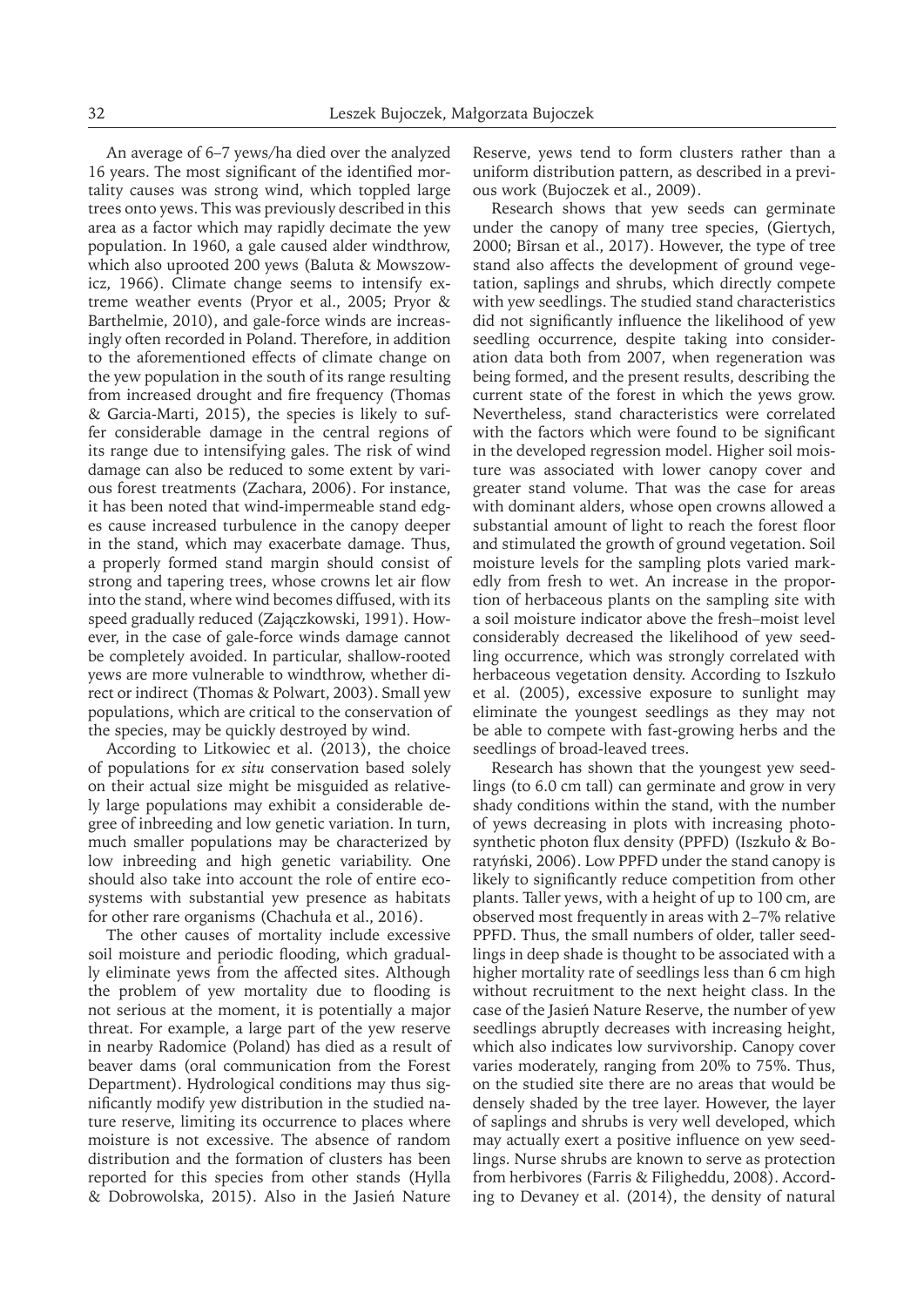An average of 6–7 yews/ha died over the analyzed 16 years. The most significant of the identified mortality causes was strong wind, which toppled large trees onto yews. This was previously described in this area as a factor which may rapidly decimate the yew population. In 1960, a gale caused alder windthrow, which also uprooted 200 yews (Baluta & Mowszowicz, 1966). Climate change seems to intensify extreme weather events (Pryor et al., 2005; Pryor & Barthelmie, 2010), and gale-force winds are increasingly often recorded in Poland. Therefore, in addition to the aforementioned effects of climate change on the yew population in the south of its range resulting from increased drought and fire frequency (Thomas & Garcia-Marti, 2015), the species is likely to suffer considerable damage in the central regions of its range due to intensifying gales. The risk of wind damage can also be reduced to some extent by various forest treatments (Zachara, 2006). For instance, it has been noted that wind-impermeable stand edges cause increased turbulence in the canopy deeper in the stand, which may exacerbate damage. Thus, a properly formed stand margin should consist of strong and tapering trees, whose crowns let air flow into the stand, where wind becomes diffused, with its speed gradually reduced (Zajączkowski, 1991). However, in the case of gale-force winds damage cannot be completely avoided. In particular, shallow-rooted yews are more vulnerable to windthrow, whether direct or indirect (Thomas & Polwart, 2003). Small yew populations, which are critical to the conservation of the species, may be quickly destroyed by wind.

According to Litkowiec et al. (2013), the choice of populations for *ex situ* conservation based solely on their actual size might be misguided as relatively large populations may exhibit a considerable degree of inbreeding and low genetic variation. In turn, much smaller populations may be characterized by low inbreeding and high genetic variability. One should also take into account the role of entire ecosystems with substantial yew presence as habitats for other rare organisms (Chachuła et al., 2016).

The other causes of mortality include excessive soil moisture and periodic flooding, which gradually eliminate yews from the affected sites. Although the problem of yew mortality due to flooding is not serious at the moment, it is potentially a major threat. For example, a large part of the yew reserve in nearby Radomice (Poland) has died as a result of beaver dams (oral communication from the Forest Department). Hydrological conditions may thus significantly modify yew distribution in the studied nature reserve, limiting its occurrence to places where moisture is not excessive. The absence of random distribution and the formation of clusters has been reported for this species from other stands (Hylla & Dobrowolska, 2015). Also in the Jasień Nature Reserve, yews tend to form clusters rather than a uniform distribution pattern, as described in a previous work (Bujoczek et al., 2009).

Research shows that yew seeds can germinate under the canopy of many tree species, (Giertych, 2000; Bîrsan et al., 2017). However, the type of tree stand also affects the development of ground vegetation, saplings and shrubs, which directly compete with yew seedlings. The studied stand characteristics did not significantly influence the likelihood of yew seedling occurrence, despite taking into consideration data both from 2007, when regeneration was being formed, and the present results, describing the current state of the forest in which the yews grow. Nevertheless, stand characteristics were correlated with the factors which were found to be significant in the developed regression model. Higher soil moisture was associated with lower canopy cover and greater stand volume. That was the case for areas with dominant alders, whose open crowns allowed a substantial amount of light to reach the forest floor and stimulated the growth of ground vegetation. Soil moisture levels for the sampling plots varied markedly from fresh to wet. An increase in the proportion of herbaceous plants on the sampling site with a soil moisture indicator above the fresh–moist level considerably decreased the likelihood of yew seedling occurrence, which was strongly correlated with herbaceous vegetation density. According to Iszkuło et al. (2005), excessive exposure to sunlight may eliminate the youngest seedlings as they may not be able to compete with fast-growing herbs and the seedlings of broad-leaved trees.

Research has shown that the youngest yew seedlings (to 6.0 cm tall) can germinate and grow in very shady conditions within the stand, with the number of yews decreasing in plots with increasing photosynthetic photon flux density (PPFD) (Iszkuło & Boratyński, 2006). Low PPFD under the stand canopy is likely to significantly reduce competition from other plants. Taller yews, with a height of up to 100 cm, are observed most frequently in areas with 2–7% relative PPFD. Thus, the small numbers of older, taller seedlings in deep shade is thought to be associated with a higher mortality rate of seedlings less than 6 cm high without recruitment to the next height class. In the case of the Jasień Nature Reserve, the number of yew seedlings abruptly decreases with increasing height, which also indicates low survivorship. Canopy cover varies moderately, ranging from 20% to 75%. Thus, on the studied site there are no areas that would be densely shaded by the tree layer. However, the layer of saplings and shrubs is very well developed, which may actually exert a positive influence on yew seedlings. Nurse shrubs are known to serve as protection from herbivores (Farris & Filigheddu, 2008). According to Devaney et al. (2014), the density of natural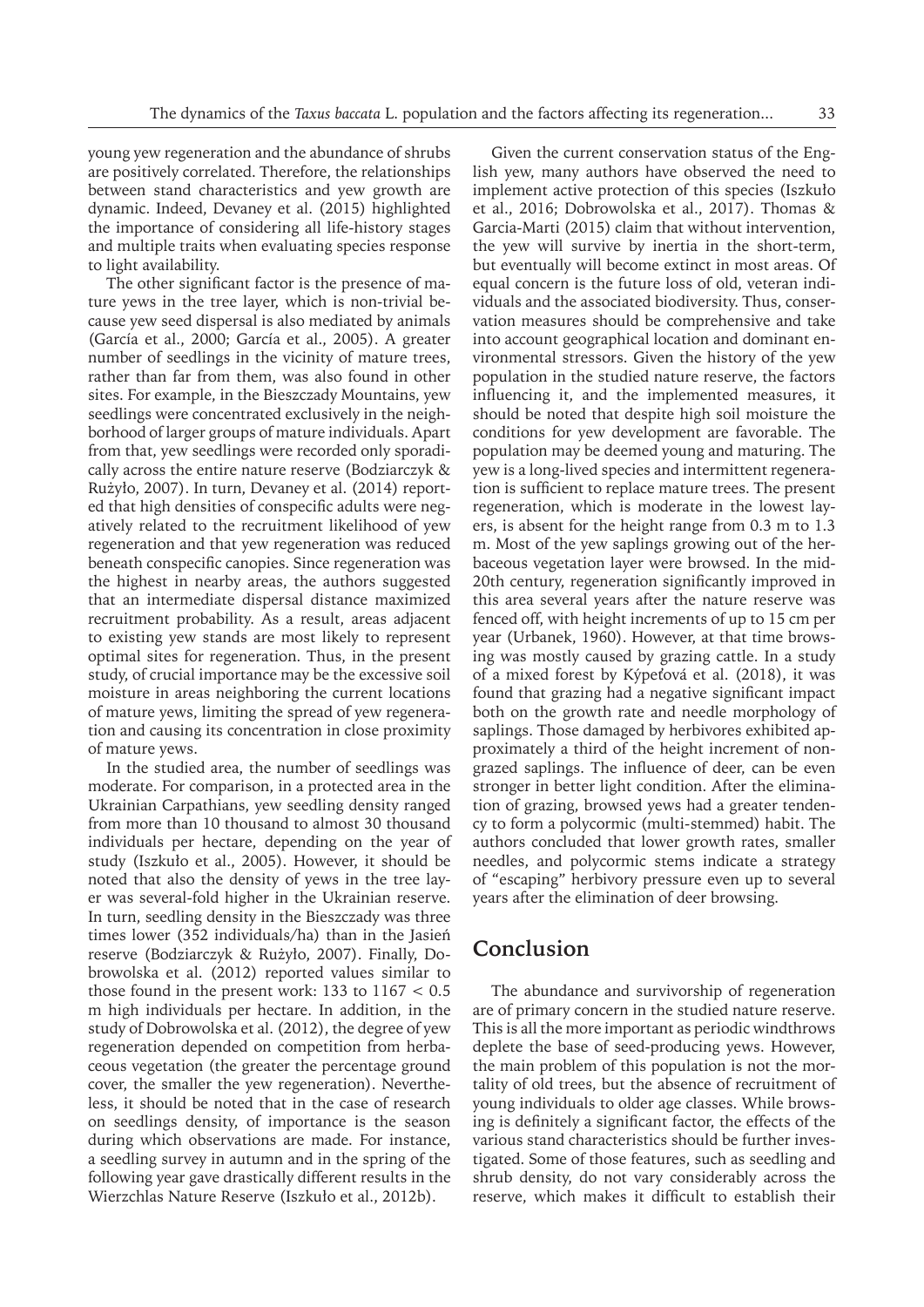young yew regeneration and the abundance of shrubs are positively correlated. Therefore, the relationships between stand characteristics and yew growth are dynamic. Indeed, Devaney et al. (2015) highlighted the importance of considering all life-history stages and multiple traits when evaluating species response to light availability.

The other significant factor is the presence of mature yews in the tree layer, which is non-trivial because yew seed dispersal is also mediated by animals (García et al., 2000; García et al., 2005). A greater number of seedlings in the vicinity of mature trees, rather than far from them, was also found in other sites. For example, in the Bieszczady Mountains, yew seedlings were concentrated exclusively in the neighborhood of larger groups of mature individuals. Apart from that, yew seedlings were recorded only sporadically across the entire nature reserve (Bodziarczyk & Rużyło, 2007). In turn, Devaney et al. (2014) reported that high densities of conspecific adults were negatively related to the recruitment likelihood of yew regeneration and that yew regeneration was reduced beneath conspecific canopies. Since regeneration was the highest in nearby areas, the authors suggested that an intermediate dispersal distance maximized recruitment probability. As a result, areas adjacent to existing yew stands are most likely to represent optimal sites for regeneration. Thus, in the present study, of crucial importance may be the excessive soil moisture in areas neighboring the current locations of mature yews, limiting the spread of yew regeneration and causing its concentration in close proximity of mature yews.

In the studied area, the number of seedlings was moderate. For comparison, in a protected area in the Ukrainian Carpathians, yew seedling density ranged from more than 10 thousand to almost 30 thousand individuals per hectare, depending on the year of study (Iszkuło et al., 2005). However, it should be noted that also the density of yews in the tree layer was several-fold higher in the Ukrainian reserve. In turn, seedling density in the Bieszczady was three times lower (352 individuals/ha) than in the Jasień reserve (Bodziarczyk & Rużyło, 2007). Finally, Dobrowolska et al. (2012) reported values similar to those found in the present work: 133 to 1167 < 0.5 m high individuals per hectare. In addition, in the study of Dobrowolska et al. (2012), the degree of yew regeneration depended on competition from herbaceous vegetation (the greater the percentage ground cover, the smaller the yew regeneration). Nevertheless, it should be noted that in the case of research on seedlings density, of importance is the season during which observations are made. For instance, a seedling survey in autumn and in the spring of the following year gave drastically different results in the Wierzchlas Nature Reserve (Iszkuło et al., 2012b).

Given the current conservation status of the English yew, many authors have observed the need to implement active protection of this species (Iszkuło et al., 2016; Dobrowolska et al., 2017). Thomas & Garcia-Marti (2015) claim that without intervention, the yew will survive by inertia in the short-term, but eventually will become extinct in most areas. Of equal concern is the future loss of old, veteran individuals and the associated biodiversity. Thus, conservation measures should be comprehensive and take into account geographical location and dominant environmental stressors. Given the history of the yew population in the studied nature reserve, the factors influencing it, and the implemented measures, it should be noted that despite high soil moisture the conditions for yew development are favorable. The population may be deemed young and maturing. The yew is a long-lived species and intermittent regeneration is sufficient to replace mature trees. The present regeneration, which is moderate in the lowest layers, is absent for the height range from 0.3 m to 1.3 m. Most of the yew saplings growing out of the herbaceous vegetation layer were browsed. In the mid-20th century, regeneration significantly improved in this area several years after the nature reserve was fenced off, with height increments of up to 15 cm per year (Urbanek, 1960). However, at that time browsing was mostly caused by grazing cattle. In a study of a mixed forest by Kýpeťová et al. (2018), it was found that grazing had a negative significant impact both on the growth rate and needle morphology of saplings. Those damaged by herbivores exhibited approximately a third of the height increment of non-grazed saplings. The influence of deer, can be even stronger in better light condition. After the elimination of grazing, browsed yews had a greater tendency to form a polycormic (multi-stemmed) habit. The authors concluded that lower growth rates, smaller needles, and polycormic stems indicate a strategy of "escaping" herbivory pressure even up to several years after the elimination of deer browsing.

## Conclusion

The abundance and survivorship of regeneration are of primary concern in the studied nature reserve. This is all the more important as periodic windthrows deplete the base of seed-producing yews. However, the main problem of this population is not the mortality of old trees, but the absence of recruitment of young individuals to older age classes. While browsing is definitely a significant factor, the effects of the various stand characteristics should be further investigated. Some of those features, such as seedling and shrub density, do not vary considerably across the reserve, which makes it difficult to establish their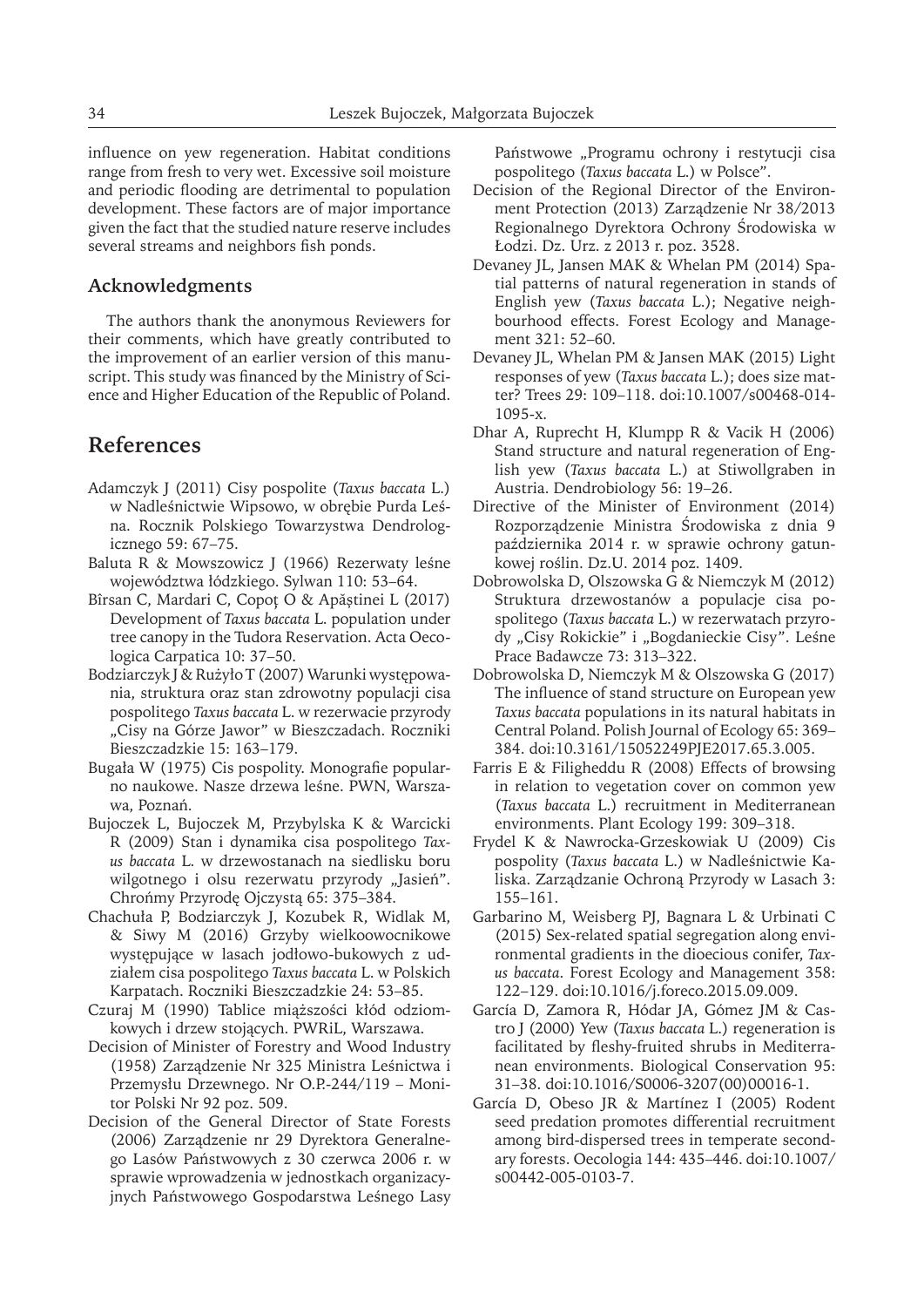influence on yew regeneration. Habitat conditions range from fresh to very wet. Excessive soil moisture and periodic flooding are detrimental to population development. These factors are of major importance given the fact that the studied nature reserve includes several streams and neighbors fish ponds.

### Acknowledgments

The authors thank the anonymous Reviewers for their comments, which have greatly contributed to the improvement of an earlier version of this manuscript. This study was financed by the Ministry of Science and Higher Education of the Republic of Poland.

## References

Adamczyk J (2011) Cisy pospolite (*Taxus baccata* L.) w Nadleśnictwie Wipsowo, w obrębie Purda Leśna. Rocznik Polskiego Towarzystwa Dendrologicznego 59: 67–75.

Baluta R & Mowszowicz J (1966) Rezerwaty leśne województwa łódzkiego. Sylwan 110: 53–64.

Bîrsan C, Mardari C, Copoţ O & Apăștinei L (2017) Development of *Taxus baccata* L. population under tree canopy in the Tudora Reservation. Acta Oecologica Carpatica 10: 37–50.

Bodziarczyk J & Rużyło T (2007) Warunki występowania, struktura oraz stan zdrowotny populacji cisa pospolitego *Taxus baccata* L. w rezerwacie przyrody „Cisy na Górze Jawor" w Bieszczadach. Roczniki Bieszczadzkie 15: 163–179.

Bugała W (1975) Cis pospolity. Monografie popularno naukowe. Nasze drzewa leśne. PWN, Warszawa, Poznań.

Bujoczek L, Bujoczek M, Przybylska K & Warcicki R (2009) Stan i dynamika cisa pospolitego *Taxus baccata* L. w drzewostanach na siedlisku boru wilgotnego i olsu rezerwatu przyrody „Jasień". Chrońmy Przyrodę Ojczystą 65: 375–384.

Chachuła P, Bodziarczyk J, Kozubek R, Widlak M, & Siwy M (2016) Grzyby wielkoowocnikowe występujące w lasach jodłowo-bukowych z udziałem cisa pospolitego *Taxus baccata* L. w Polskich Karpatach. Roczniki Bieszczadzkie 24: 53–85.

Czuraj M (1990) Tablice miąższości kłód odziomkowych i drzew stojących. PWRiL, Warszawa.

Decision of Minister of Forestry and Wood Industry (1958) Zarządzenie Nr 325 Ministra Leśnictwa i Przemysłu Drzewnego. Nr O.P.-244/119 – Monitor Polski Nr 92 poz. 509.

Decision of the General Director of State Forests (2006) Zarządzenie nr 29 Dyrektora Generalnego Lasów Państwowych z 30 czerwca 2006 r. w sprawie wprowadzenia w jednostkach organizacyjnych Państwowego Gospodarstwa Leśnego Lasy Państwowe „Programu ochrony i restytucji cisa pospolitego (*Taxus baccata* L.) w Polsce".

Decision of the Regional Director of the Environment Protection (2013) Zarządzenie Nr 38/2013 Regionalnego Dyrektora Ochrony Środowiska w Łodzi. Dz. Urz. z 2013 r. poz. 3528.

Devaney JL, Jansen MAK & Whelan PM (2014) Spatial patterns of natural regeneration in stands of English yew (*Taxus baccata* L.); Negative neighbourhood effects. Forest Ecology and Management 321: 52–60.

Devaney JL, Whelan PM & Jansen MAK (2015) Light responses of yew (*Taxus baccata* L.); does size matter? Trees 29: 109–118. doi:10.1007/s00468-014-1095-x.

Dhar A, Ruprecht H, Klumpp R & Vacik H (2006) Stand structure and natural regeneration of English yew (*Taxus baccata* L.) at Stiwollgraben in Austria. Dendrobiology 56: 19–26.

Directive of the Minister of Environment (2014) Rozporządzenie Ministra Środowiska z dnia 9 października 2014 r. w sprawie ochrony gatunkowej roślin. Dz.U. 2014 poz. 1409.

Dobrowolska D, Olszowska G & Niemczyk M (2012) Struktura drzewostanów a populacje cisa pospolitego (*Taxus baccata* L.) w rezerwatach przyrody „Cisy Rokickie" i „Bogdanieckie Cisy". Leśne Prace Badawcze 73: 313–322.

Dobrowolska D, Niemczyk M & Olszowska G (2017) The influence of stand structure on European yew *Taxus baccata* populations in its natural habitats in Central Poland. Polish Journal of Ecology 65: 369–384. doi:10.3161/15052249PJE2017.65.3.005.

Farris E & Filigheddu R (2008) Effects of browsing in relation to vegetation cover on common yew (*Taxus baccata* L.) recruitment in Mediterranean environments. Plant Ecology 199: 309–318.

Frydel K & Nawrocka-Grzeskowiak U (2009) Cis pospolity (*Taxus baccata* L.) w Nadleśnictwie Kaliska. Zarządzanie Ochroną Przyrody w Lasach 3: 155–161.

Garbarino M, Weisberg PJ, Bagnara L & Urbinati C (2015) Sex-related spatial segregation along environmental gradients in the dioecious conifer, *Taxus baccata*. Forest Ecology and Management 358: 122–129. doi:10.1016/j.foreco.2015.09.009.

García D, Zamora R, Hódar JA, Gómez JM & Castro J (2000) Yew (*Taxus baccata* L.) regeneration is facilitated by fleshy-fruited shrubs in Mediterranean environments. Biological Conservation 95: 31–38. doi:10.1016/S0006-3207(00)00016-1.

García D, Obeso JR & Martínez I (2005) Rodent seed predation promotes differential recruitment among bird-dispersed trees in temperate secondary forests. Oecologia 144: 435–446. doi:10.1007/s00442-005-0103-7.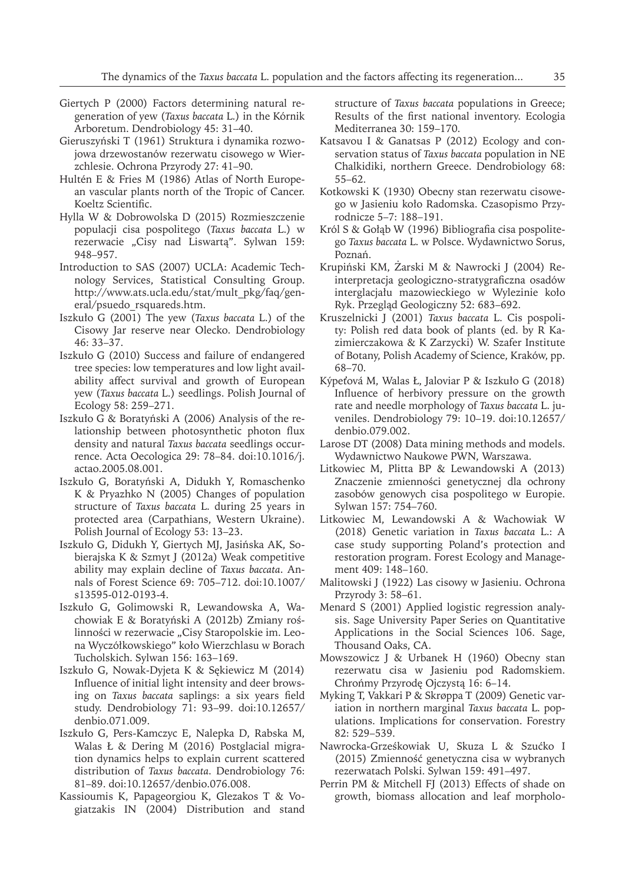Giertych P (2000) Factors determining natural regeneration of yew (*Taxus baccata* L.) in the Kórnik Arboretum. Dendrobiology 45: 31–40.

Gieruszyński T (1961) Struktura i dynamika rozwojowa drzewostanów rezerwatu cisowego w Wierzchlesie. Ochrona Przyrody 27: 41–90.

Hultén E & Fries M (1986) Atlas of North European vascular plants north of the Tropic of Cancer. Koeltz Scientific.

Hylla W & Dobrowolska D (2015) Rozmieszczenie populacji cisa pospolitego (*Taxus baccata* L.) w rezerwacie „Cisy nad Liswartą". Sylwan 159: 948–957.

Introduction to SAS (2007) UCLA: Academic Technology Services, Statistical Consulting Group. http://www.ats.ucla.edu/stat/mult_pkg/faq/general/psuedo_rsquareds.htm.

Iszkuło G (2001) The yew (*Taxus baccata* L.) of the Cisowy Jar reserve near Olecko. Dendrobiology 46: 33–37.

Iszkuło G (2010) Success and failure of endangered tree species: low temperatures and low light availability affect survival and growth of European yew (*Taxus baccata* L.) seedlings. Polish Journal of Ecology 58: 259–271.

Iszkuło G & Boratyński A (2006) Analysis of the relationship between photosynthetic photon flux density and natural *Taxus baccata* seedlings occurrence. Acta Oecologica 29: 78–84. doi:10.1016/j.actao.2005.08.001.

Iszkuło G, Boratyński A, Didukh Y, Romaschenko K & Pryazhko N (2005) Changes of population structure of *Taxus baccata* L. during 25 years in protected area (Carpathians, Western Ukraine). Polish Journal of Ecology 53: 13–23.

Iszkuło G, Didukh Y, Giertych MJ, Jasińska AK, Sobierajska K & Szmyt J (2012a) Weak competitive ability may explain decline of *Taxus baccata*. Annals of Forest Science 69: 705–712. doi:10.1007/s13595-012-0193-4.

Iszkuło G, Golimowski R, Lewandowska A, Wachowiak E & Boratyński A (2012b) Zmiany roślinności w rezerwacie „Cisy Staropolskie im. Leona Wyczółkowskiego" koło Wierzchlasu w Borach Tucholskich. Sylwan 156: 163–169.

Iszkuło G, Nowak-Dyjeta K & Sękiewicz M (2014) Influence of initial light intensity and deer browsing on *Taxus baccata* saplings: a six years field study. Dendrobiology 71: 93–99. doi:10.12657/denbio.071.009.

Iszkuło G, Pers-Kamczyc E, Nalepka D, Rabska M, Walas Ł & Dering M (2016) Postglacial migration dynamics helps to explain current scattered distribution of *Taxus baccata*. Dendrobiology 76: 81–89. doi:10.12657/denbio.076.008.

Kassioumis K, Papageorgiou K, Glezakos T & Vogiatzakis IN (2004) Distribution and stand structure of *Taxus baccata* populations in Greece; Results of the first national inventory. Ecologia Mediterranea 30: 159–170.

Katsavou I & Ganatsas P (2012) Ecology and conservation status of *Taxus baccata* population in NE Chalkidiki, northern Greece. Dendrobiology 68: 55–62.

Kotkowski K (1930) Obecny stan rezerwatu cisowego w Jasieniu koło Radomska. Czasopismo Przyrodnicze 5–7: 188–191.

Król S & Gołąb W (1996) Bibliografia cisa pospolitego *Taxus baccata* L. w Polsce. Wydawnictwo Sorus, Poznań.

Krupiński KM, Żarski M & Nawrocki J (2004) Reinterpretacja geologiczno-stratygraficzna osadów interglacjału mazowieckiego w Wylezinie koło Ryk. Przegląd Geologiczny 52: 683–692.

Kruszelnicki J (2001) *Taxus baccata* L. Cis pospolity: Polish red data book of plants (ed. by R Kazimierczakowa & K Zarzycki) W. Szafer Institute of Botany, Polish Academy of Science, Kraków, pp. 68–70.

Kýpeťová M, Walas Ł, Jaloviar P & Iszkuło G (2018) Influence of herbivory pressure on the growth rate and needle morphology of *Taxus baccata* L. juveniles. Dendrobiology 79: 10–19. doi:10.12657/denbio.079.002.

Larose DT (2008) Data mining methods and models. Wydawnictwo Naukowe PWN, Warszawa.

Litkowiec M, Plitta BP & Lewandowski A (2013) Znaczenie zmienności genetycznej dla ochrony zasobów genowych cisa pospolitego w Europie. Sylwan 157: 754–760.

Litkowiec M, Lewandowski A & Wachowiak W (2018) Genetic variation in *Taxus baccata* L.: A case study supporting Poland's protection and restoration program. Forest Ecology and Management 409: 148–160.

Malitowski J (1922) Las cisowy w Jasieniu. Ochrona Przyrody 3: 58–61.

Menard S (2001) Applied logistic regression analysis. Sage University Paper Series on Quantitative Applications in the Social Sciences 106. Sage, Thousand Oaks, CA.

Mowszowicz J & Urbanek H (1960) Obecny stan rezerwatu cisa w Jasieniu pod Radomskiem. Chrońmy Przyrodę Ojczystą 16: 6–14.

Myking T, Vakkari P & Skrøppa T (2009) Genetic variation in northern marginal *Taxus baccata* L. populations. Implications for conservation. Forestry 82: 529–539.

Nawrocka-Grześkowiak U, Skuza L & Szućko I (2015) Zmienność genetyczna cisa w wybranych rezerwatach Polski. Sylwan 159: 491–497.

Perrin PM & Mitchell FJ (2013) Effects of shade on growth, biomass allocation and leaf morpholo-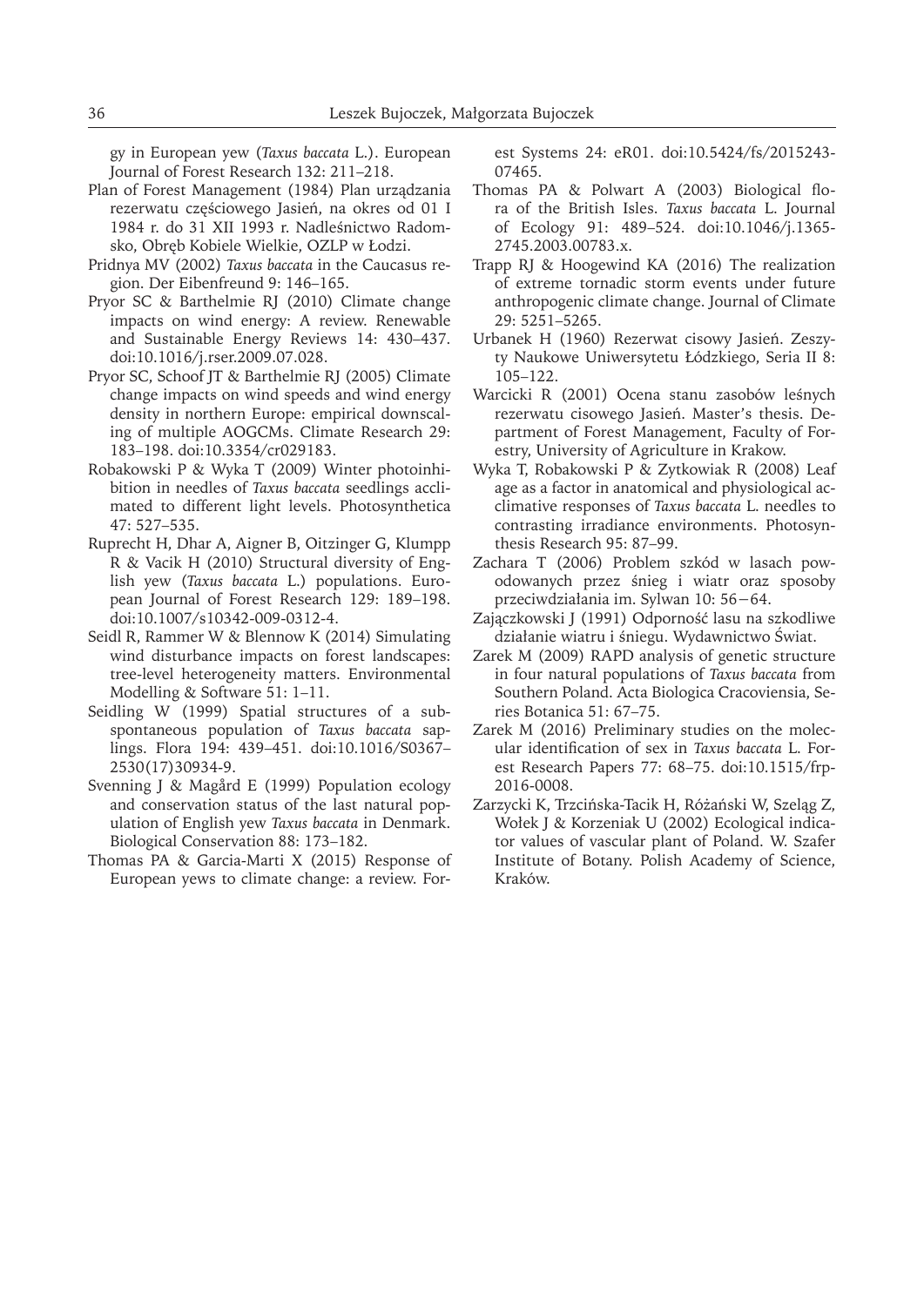gy in European yew (*Taxus baccata* L.). European Journal of Forest Research 132: 211–218.

Plan of Forest Management (1984) Plan urządzania rezerwatu częściowego Jasień, na okres od 01 I 1984 r. do 31 XII 1993 r. Nadleśnictwo Radomsko, Obręb Kobiele Wielkie, OZLP w Łodzi.

Pridnya MV (2002) *Taxus baccata* in the Caucasus region. Der Eibenfreund 9: 146–165.

Pryor SC & Barthelmie RJ (2010) Climate change impacts on wind energy: A review. Renewable and Sustainable Energy Reviews 14: 430–437. doi:10.1016/j.rser.2009.07.028.

Pryor SC, Schoof JT & Barthelmie RJ (2005) Climate change impacts on wind speeds and wind energy density in northern Europe: empirical downscaling of multiple AOGCMs. Climate Research 29: 183–198. doi:10.3354/cr029183.

Robakowski P & Wyka T (2009) Winter photoinhibition in needles of *Taxus baccata* seedlings acclimated to different light levels. Photosynthetica 47: 527–535.

Ruprecht H, Dhar A, Aigner B, Oitzinger G, Klumpp R & Vacik H (2010) Structural diversity of English yew (*Taxus baccata* L.) populations. European Journal of Forest Research 129: 189–198. doi:10.1007/s10342-009-0312-4.

Seidl R, Rammer W & Blennow K (2014) Simulating wind disturbance impacts on forest landscapes: tree-level heterogeneity matters. Environmental Modelling & Software 51: 1–11.

Seidling W (1999) Spatial structures of a subspontaneous population of *Taxus baccata* saplings. Flora 194: 439–451. doi:10.1016/S0367–2530(17)30934-9.

Svenning J & Magård E (1999) Population ecology and conservation status of the last natural population of English yew *Taxus baccata* in Denmark. Biological Conservation 88: 173–182.

Thomas PA & Garcia-Marti X (2015) Response of European yews to climate change: a review. Forest Systems 24: eR01. doi:10.5424/fs/2015243-07465.

Thomas PA & Polwart A (2003) Biological flora of the British Isles. *Taxus baccata* L. Journal of Ecology 91: 489–524. doi:10.1046/j.1365-2745.2003.00783.x.

Trapp RJ & Hoogewind KA (2016) The realization of extreme tornadic storm events under future anthropogenic climate change. Journal of Climate 29: 5251–5265.

Urbanek H (1960) Rezerwat cisowy Jasień. Zeszyty Naukowe Uniwersytetu Łódzkiego, Seria II 8: 105–122.

Warcicki R (2001) Ocena stanu zasobów leśnych rezerwatu cisowego Jasień. Master's thesis. Department of Forest Management, Faculty of Forestry, University of Agriculture in Krakow.

Wyka T, Robakowski P & Zytkowiak R (2008) Leaf age as a factor in anatomical and physiological acclimative responses of *Taxus baccata* L. needles to contrasting irradiance environments. Photosynthesis Research 95: 87–99.

Zachara T (2006) Problem szkód w lasach powodowanych przez śnieg i wiatr oraz sposoby przeciwdziałania im. Sylwan 10: 56−64.

Zajączkowski J (1991) Odporność lasu na szkodliwe działanie wiatru i śniegu. Wydawnictwo Świat.

Zarek M (2009) RAPD analysis of genetic structure in four natural populations of *Taxus baccata* from Southern Poland. Acta Biologica Cracoviensia, Series Botanica 51: 67–75.

Zarek M (2016) Preliminary studies on the molecular identification of sex in *Taxus baccata* L. Forest Research Papers 77: 68–75. doi:10.1515/frp-2016-0008.

Zarzycki K, Trzcińska-Tacik H, Różański W, Szeląg Z, Wołek J & Korzeniak U (2002) Ecological indicator values of vascular plant of Poland. W. Szafer Institute of Botany. Polish Academy of Science, Kraków.